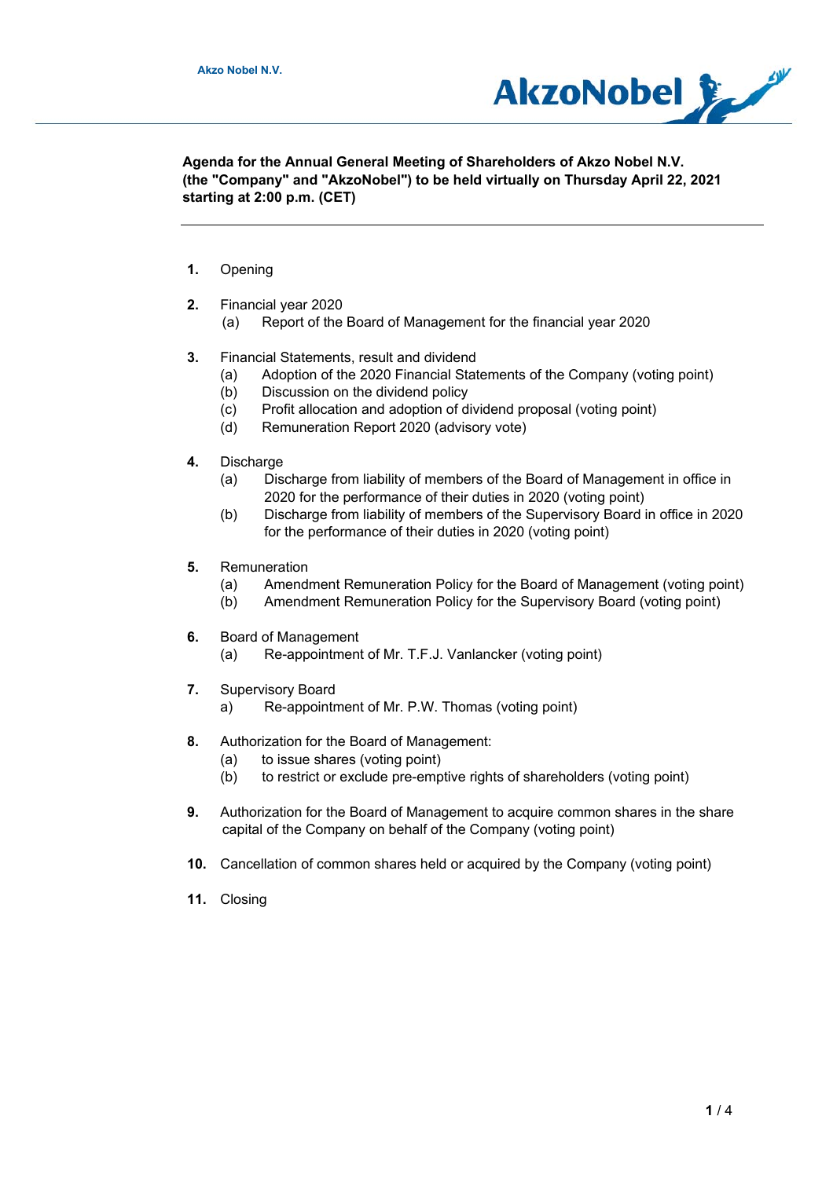**Agenda for the Annual General Meeting of Shareholders of Akzo Nobel N.V. (the "Company" and "AkzoNobel") to be held virtually on Thursday April 22, 2021 starting at 2:00 p.m. (CET)**

---

1. Opening

2. Financial year 2020
   - (a) Report of the Board of Management for the financial year 2020

3. Financial Statements, result and dividend
   - (a) Adoption of the 2020 Financial Statements of the Company (voting point)
   - (b) Discussion on the dividend policy
   - (c) Profit allocation and adoption of dividend proposal (voting point)
   - (d) Remuneration Report 2020 (advisory vote)

4. Discharge
   - (a) Discharge from liability of members of the Board of Management in office in 2020 for the performance of their duties in 2020 (voting point)
   - (b) Discharge from liability of members of the Supervisory Board in office in 2020 for the performance of their duties in 2020 (voting point)

5. Remuneration
   - (a) Amendment Remuneration Policy for the Board of Management (voting point)
   - (b) Amendment Remuneration Policy for the Supervisory Board (voting point)

6. Board of Management
   - (a) Re-appointment of Mr. T.F.J. Vanlancker (voting point)

7. Supervisory Board
   - a) Re-appointment of Mr. P.W. Thomas (voting point)

8. Authorization for the Board of Management:
   - (a) to issue shares (voting point)
   - (b) to restrict or exclude pre-emptive rights of shareholders (voting point)

9. Authorization for the Board of Management to acquire common shares in the share capital of the Company on behalf of the Company (voting point)

10. Cancellation of common shares held or acquired by the Company (voting point)

11. Closing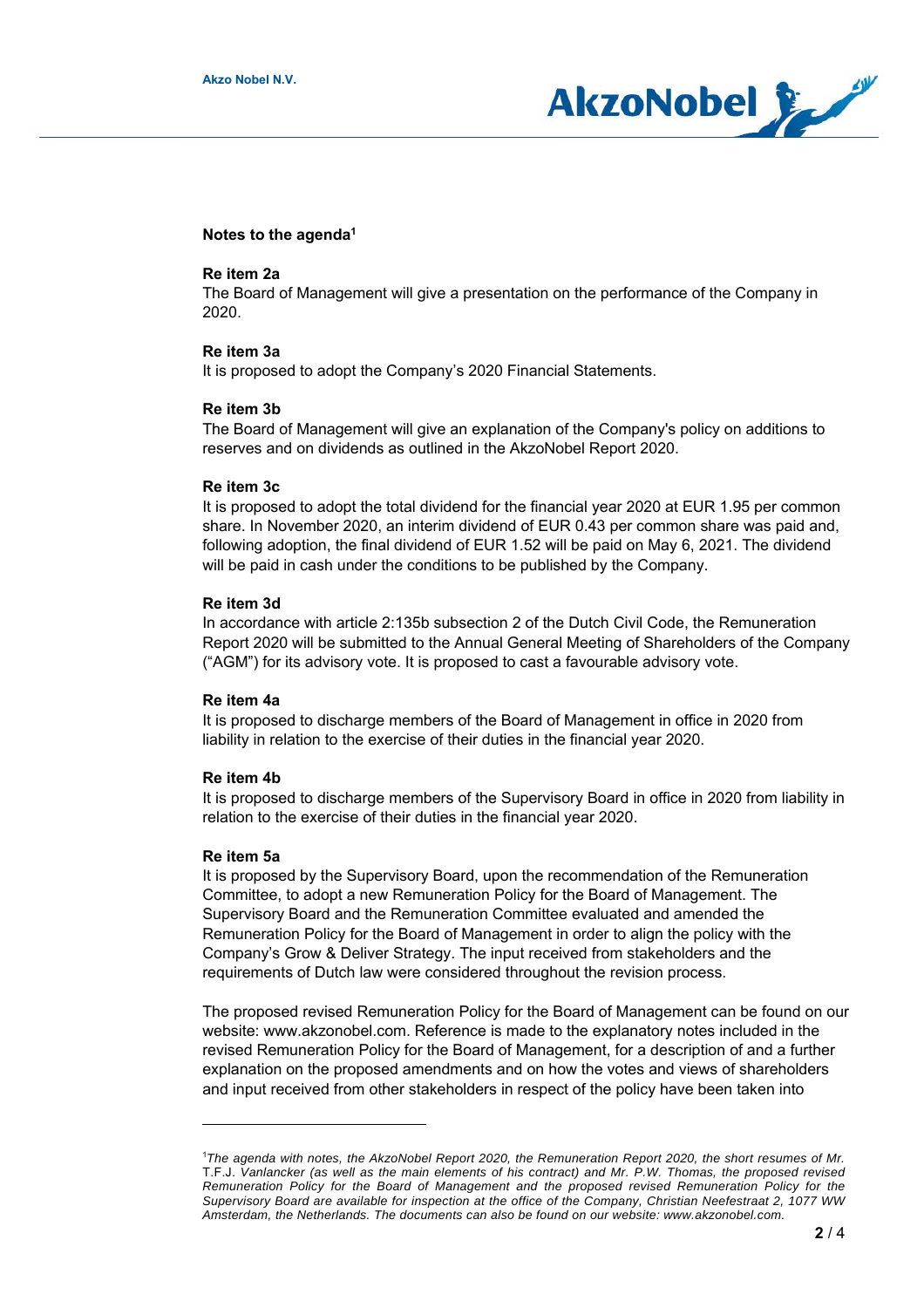## Notes to the agenda[1]

### Re item 2a

The Board of Management will give a presentation on the performance of the Company in 2020.

### Re item 3a

It is proposed to adopt the Company's 2020 Financial Statements.

### Re item 3b

The Board of Management will give an explanation of the Company's policy on additions to reserves and on dividends as outlined in the AkzoNobel Report 2020.

### Re item 3c

It is proposed to adopt the total dividend for the financial year 2020 at EUR 1.95 per common share. In November 2020, an interim dividend of EUR 0.43 per common share was paid and, following adoption, the final dividend of EUR 1.52 will be paid on May 6, 2021. The dividend will be paid in cash under the conditions to be published by the Company.

### Re item 3d

In accordance with article 2:135b subsection 2 of the Dutch Civil Code, the Remuneration Report 2020 will be submitted to the Annual General Meeting of Shareholders of the Company ("AGM") for its advisory vote. It is proposed to cast a favourable advisory vote.

### Re item 4a

It is proposed to discharge members of the Board of Management in office in 2020 from liability in relation to the exercise of their duties in the financial year 2020.

### Re item 4b

It is proposed to discharge members of the Supervisory Board in office in 2020 from liability in relation to the exercise of their duties in the financial year 2020.

### Re item 5a

It is proposed by the Supervisory Board, upon the recommendation of the Remuneration Committee, to adopt a new Remuneration Policy for the Board of Management. The Supervisory Board and the Remuneration Committee evaluated and amended the Remuneration Policy for the Board of Management in order to align the policy with the Company's Grow & Deliver Strategy. The input received from stakeholders and the requirements of Dutch law were considered throughout the revision process.

The proposed revised Remuneration Policy for the Board of Management can be found on our website: www.akzonobel.com. Reference is made to the explanatory notes included in the revised Remuneration Policy for the Board of Management, for a description of and a further explanation on the proposed amendments and on how the votes and views of shareholders and input received from other stakeholders in respect of the policy have been taken into

---

[1] *The agenda with notes, the AkzoNobel Report 2020, the Remuneration Report 2020, the short resumes of Mr.* T.F.J. *Vanlancker (as well as the main elements of his contract) and Mr. P.W. Thomas, the proposed revised Remuneration Policy for the Board of Management and the proposed revised Remuneration Policy for the Supervisory Board are available for inspection at the office of the Company, Christian Neefestraat 2, 1077 WW Amsterdam, the Netherlands. The documents can also be found on our website: www.akzonobel.com.*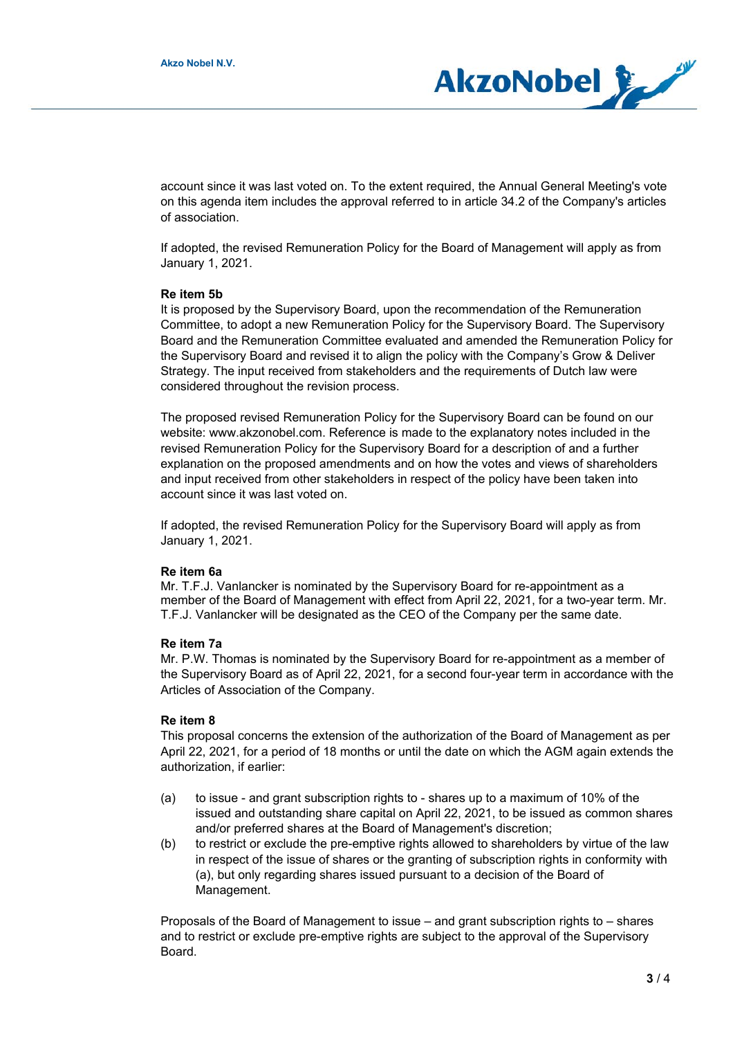account since it was last voted on. To the extent required, the Annual General Meeting's vote on this agenda item includes the approval referred to in article 34.2 of the Company's articles of association.

If adopted, the revised Remuneration Policy for the Board of Management will apply as from January 1, 2021.

**Re item 5b**

It is proposed by the Supervisory Board, upon the recommendation of the Remuneration Committee, to adopt a new Remuneration Policy for the Supervisory Board. The Supervisory Board and the Remuneration Committee evaluated and amended the Remuneration Policy for the Supervisory Board and revised it to align the policy with the Company's Grow & Deliver Strategy. The input received from stakeholders and the requirements of Dutch law were considered throughout the revision process.

The proposed revised Remuneration Policy for the Supervisory Board can be found on our website: www.akzonobel.com. Reference is made to the explanatory notes included in the revised Remuneration Policy for the Supervisory Board for a description of and a further explanation on the proposed amendments and on how the votes and views of shareholders and input received from other stakeholders in respect of the policy have been taken into account since it was last voted on.

If adopted, the revised Remuneration Policy for the Supervisory Board will apply as from January 1, 2021.

**Re item 6a**

Mr. T.F.J. Vanlancker is nominated by the Supervisory Board for re-appointment as a member of the Board of Management with effect from April 22, 2021, for a two-year term. Mr. T.F.J. Vanlancker will be designated as the CEO of the Company per the same date.

**Re item 7a**

Mr. P.W. Thomas is nominated by the Supervisory Board for re-appointment as a member of the Supervisory Board as of April 22, 2021, for a second four-year term in accordance with the Articles of Association of the Company.

**Re item 8**

This proposal concerns the extension of the authorization of the Board of Management as per April 22, 2021, for a period of 18 months or until the date on which the AGM again extends the authorization, if earlier:

(a) to issue - and grant subscription rights to - shares up to a maximum of 10% of the issued and outstanding share capital on April 22, 2021, to be issued as common shares and/or preferred shares at the Board of Management's discretion;

(b) to restrict or exclude the pre-emptive rights allowed to shareholders by virtue of the law in respect of the issue of shares or the granting of subscription rights in conformity with (a), but only regarding shares issued pursuant to a decision of the Board of Management.

Proposals of the Board of Management to issue – and grant subscription rights to – shares and to restrict or exclude pre-emptive rights are subject to the approval of the Supervisory Board.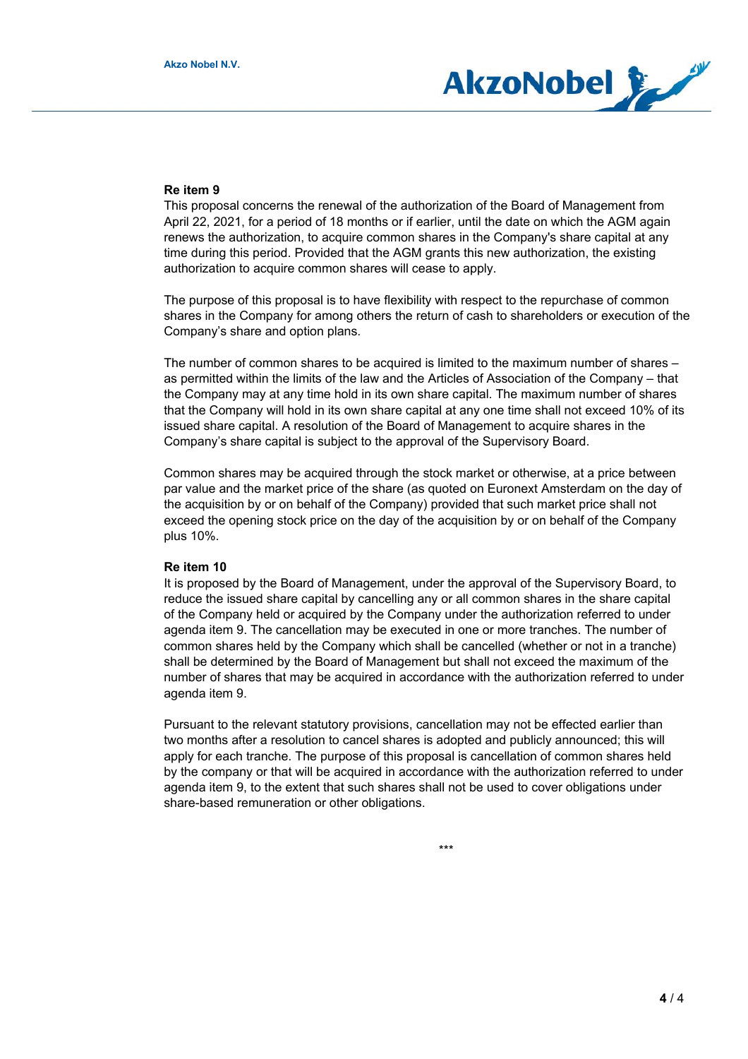**Re item 9**

This proposal concerns the renewal of the authorization of the Board of Management from April 22, 2021, for a period of 18 months or if earlier, until the date on which the AGM again renews the authorization, to acquire common shares in the Company's share capital at any time during this period. Provided that the AGM grants this new authorization, the existing authorization to acquire common shares will cease to apply.

The purpose of this proposal is to have flexibility with respect to the repurchase of common shares in the Company for among others the return of cash to shareholders or execution of the Company's share and option plans.

The number of common shares to be acquired is limited to the maximum number of shares – as permitted within the limits of the law and the Articles of Association of the Company – that the Company may at any time hold in its own share capital. The maximum number of shares that the Company will hold in its own share capital at any one time shall not exceed 10% of its issued share capital. A resolution of the Board of Management to acquire shares in the Company's share capital is subject to the approval of the Supervisory Board.

Common shares may be acquired through the stock market or otherwise, at a price between par value and the market price of the share (as quoted on Euronext Amsterdam on the day of the acquisition by or on behalf of the Company) provided that such market price shall not exceed the opening stock price on the day of the acquisition by or on behalf of the Company plus 10%.

**Re item 10**

It is proposed by the Board of Management, under the approval of the Supervisory Board, to reduce the issued share capital by cancelling any or all common shares in the share capital of the Company held or acquired by the Company under the authorization referred to under agenda item 9. The cancellation may be executed in one or more tranches. The number of common shares held by the Company which shall be cancelled (whether or not in a tranche) shall be determined by the Board of Management but shall not exceed the maximum of the number of shares that may be acquired in accordance with the authorization referred to under agenda item 9.

Pursuant to the relevant statutory provisions, cancellation may not be effected earlier than two months after a resolution to cancel shares is adopted and publicly announced; this will apply for each tranche. The purpose of this proposal is cancellation of common shares held by the company or that will be acquired in accordance with the authorization referred to under agenda item 9, to the extent that such shares shall not be used to cover obligations under share-based remuneration or other obligations.

***